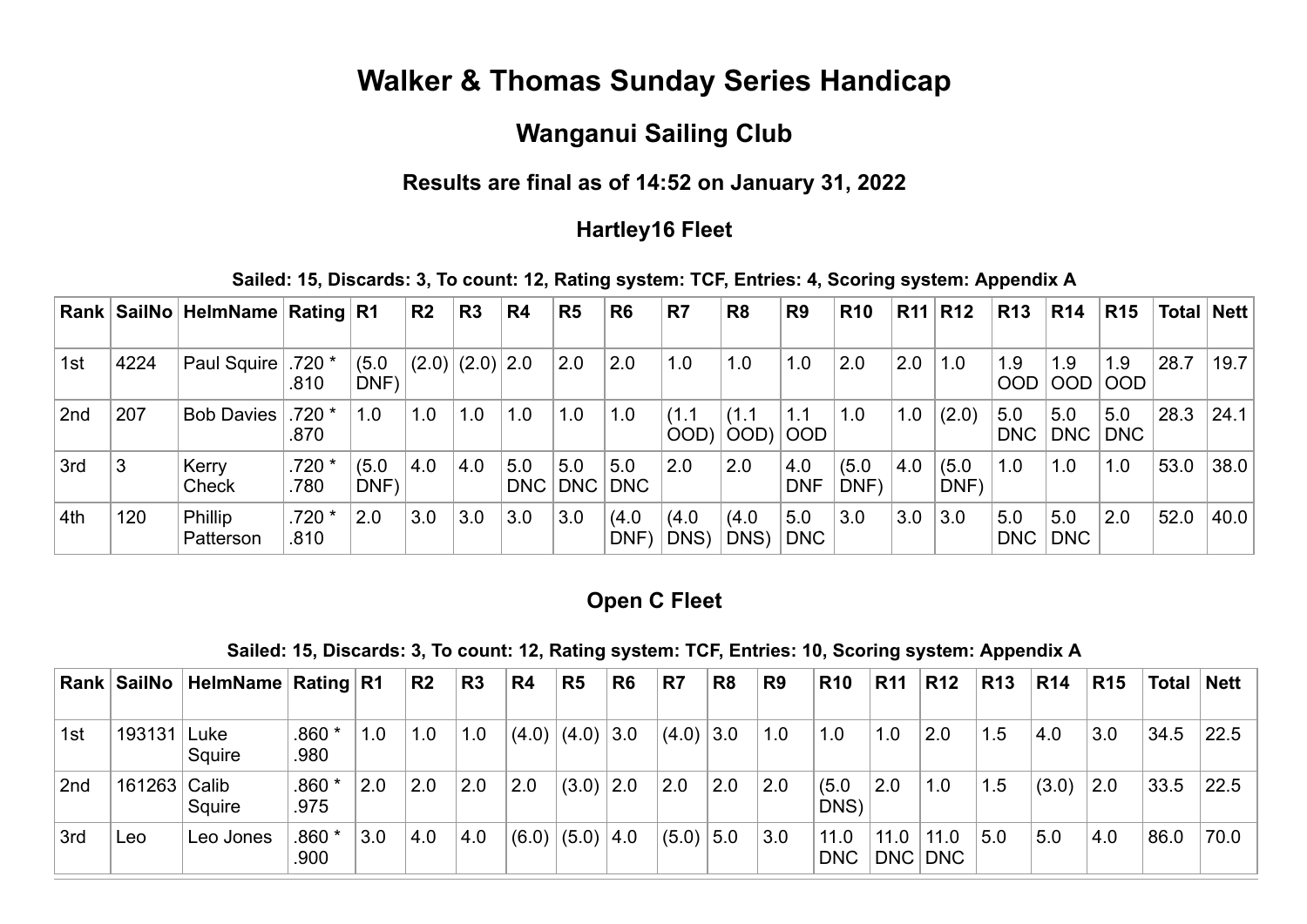# Walker & Thomas Sunday Series Handicap

## Wanganui Sailing Club

### Results are final as of 14:52 on January 31, 2022

### Hartley16 Fleet

**Sailed: 15, Discards: 3, To count: 12, Rating system: TCF, Entries: 4, Scoring system: Appendix A**

| Rank | SailNo | HelmName | Rating | R1 | R2 | R3 | R4 | R5 | R6 | R7 | R8 | R9 | R10 | R11 | R12 | R13 | R14 | R15 | Total | Nett |
|---|---|---|---|---|---|---|---|---|---|---|---|---|---|---|---|---|---|---|---|---|
| 1st | 4224 | Paul Squire | .720 * .810 | (5.0 DNF) | (2.0) | (2.0) | 2.0 | 2.0 | 2.0 | 1.0 | 1.0 | 1.0 | 2.0 | 2.0 | 1.0 | 1.9 OOD | 1.9 OOD | 1.9 OOD | 28.7 | 19.7 |
| 2nd | 207 | Bob Davies | .720 * .870 | 1.0 | 1.0 | 1.0 | 1.0 | 1.0 | 1.0 | (1.1 OOD) | (1.1 OOD) | 1.1 OOD | 1.0 | 1.0 | (2.0) | 5.0 DNC | 5.0 DNC | 5.0 DNC | 28.3 | 24.1 |
| 3rd | 3 | Kerry Check | .720 * .780 | (5.0 DNF) | 4.0 | 4.0 | 5.0 DNC | 5.0 DNC | 5.0 DNC | 2.0 | 2.0 | 4.0 DNF | (5.0 DNF) | 4.0 | (5.0 DNF) | 1.0 | 1.0 | 1.0 | 53.0 | 38.0 |
| 4th | 120 | Phillip Patterson | .720 * .810 | 2.0 | 3.0 | 3.0 | 3.0 | 3.0 | (4.0 DNF) | (4.0 DNS) | (4.0 DNS) | 5.0 DNC | 3.0 | 3.0 | 3.0 | 5.0 DNC | 5.0 DNC | 2.0 | 52.0 | 40.0 |

### Open C Fleet

**Sailed: 15, Discards: 3, To count: 12, Rating system: TCF, Entries: 10, Scoring system: Appendix A**

| Rank | SailNo | HelmName | Rating | R1 | R2 | R3 | R4 | R5 | R6 | R7 | R8 | R9 | R10 | R11 | R12 | R13 | R14 | R15 | Total | Nett |
|---|---|---|---|---|---|---|---|---|---|---|---|---|---|---|---|---|---|---|---|---|
| 1st | 193131 | Luke Squire | .860 * .980 | 1.0 | 1.0 | 1.0 | (4.0) | (4.0) | 3.0 | (4.0) | 3.0 | 1.0 | 1.0 | 1.0 | 2.0 | 1.5 | 4.0 | 3.0 | 34.5 | 22.5 |
| 2nd | 161263 | Calib Squire | .860 * .975 | 2.0 | 2.0 | 2.0 | 2.0 | (3.0) | 2.0 | 2.0 | 2.0 | 2.0 | (5.0 DNS) | 2.0 | 1.0 | 1.5 | (3.0) | 2.0 | 33.5 | 22.5 |
| 3rd | Leo | Leo Jones | .860 * .900 | 3.0 | 4.0 | 4.0 | (6.0) | (5.0) | 4.0 | (5.0) | 5.0 | 3.0 | 11.0 DNC | 11.0 DNC | 11.0 DNC | 5.0 | 5.0 | 4.0 | 86.0 | 70.0 |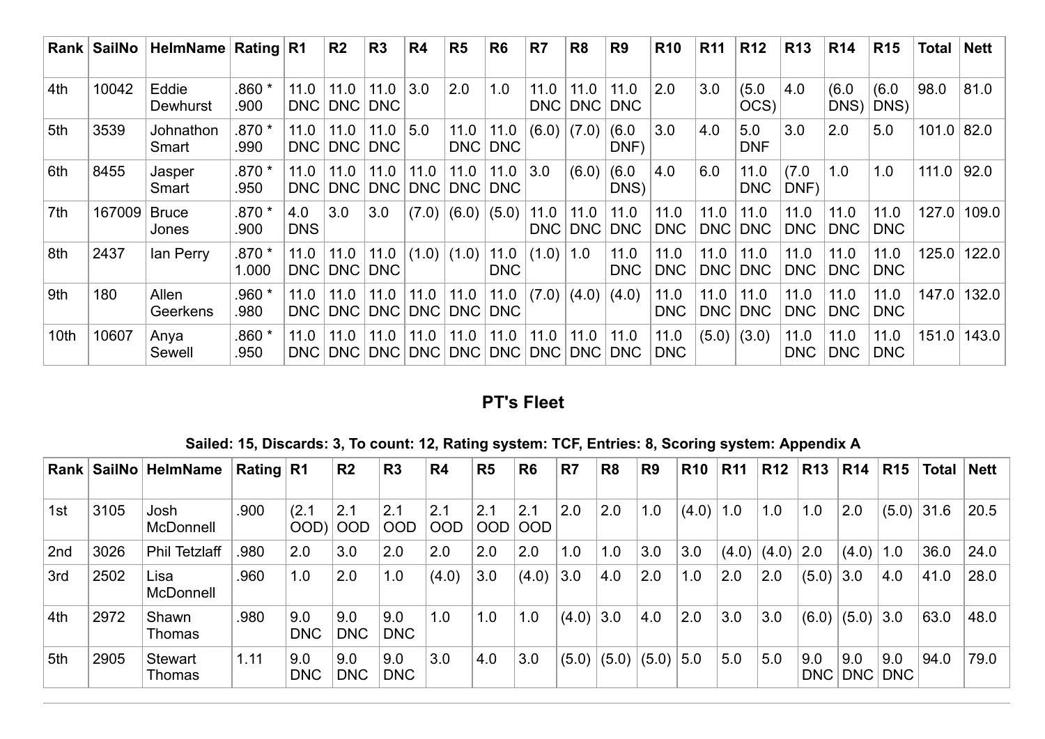| Rank | SailNo | HelmName | Rating | R1 | R2 | R3 | R4 | R5 | R6 | R7 | R8 | R9 | R10 | R11 | R12 | R13 | R14 | R15 | Total | Nett |
|---|---|---|---|---|---|---|---|---|---|---|---|---|---|---|---|---|---|---|---|---|
| 4th | 10042 | Eddie Dewhurst | .860 * .900 | 11.0 DNC | 11.0 DNC | 11.0 DNC | 3.0 | 2.0 | 1.0 | 11.0 DNC | 11.0 DNC | 11.0 DNC | 2.0 | 3.0 | (5.0 OCS) | 4.0 | (6.0 DNS) | (6.0 DNS) | 98.0 | 81.0 |
| 5th | 3539 | Johnathon Smart | .870 * .990 | 11.0 DNC | 11.0 DNC | 11.0 DNC | 5.0 | 11.0 DNC | 11.0 DNC | (6.0) | (7.0) | (6.0 DNF) | 3.0 | 4.0 | 5.0 DNF | 3.0 | 2.0 | 5.0 | 101.0 | 82.0 |
| 6th | 8455 | Jasper Smart | .870 * .950 | 11.0 DNC | 11.0 DNC | 11.0 DNC | 11.0 DNC | 11.0 DNC | 11.0 DNC | 3.0 | (6.0) | (6.0 DNS) | 4.0 | 6.0 | 11.0 DNC | (7.0 DNF) | 1.0 | 1.0 | 111.0 | 92.0 |
| 7th | 167009 | Bruce Jones | .870 * .900 | 4.0 DNS | 3.0 | 3.0 | (7.0) | (6.0) | (5.0) | 11.0 DNC | 11.0 DNC | 11.0 DNC | 11.0 DNC | 11.0 DNC | 11.0 DNC | 11.0 DNC | 11.0 DNC | 11.0 DNC | 127.0 | 109.0 |
| 8th | 2437 | Ian Perry | .870 * 1.000 | 11.0 DNC | 11.0 DNC | 11.0 DNC | (1.0) | (1.0) | 11.0 DNC | (1.0) | 1.0 | 11.0 DNC | 11.0 DNC | 11.0 DNC | 11.0 DNC | 11.0 DNC | 11.0 DNC | 11.0 DNC | 125.0 | 122.0 |
| 9th | 180 | Allen Geerkens | .960 * .980 | 11.0 DNC | 11.0 DNC | 11.0 DNC | 11.0 DNC | 11.0 DNC | 11.0 DNC | (7.0) | (4.0) | (4.0) | 11.0 DNC | 11.0 DNC | 11.0 DNC | 11.0 DNC | 11.0 DNC | 11.0 DNC | 147.0 | 132.0 |
| 10th | 10607 | Anya Sewell | .860 * .950 | 11.0 DNC | 11.0 DNC | 11.0 DNC | 11.0 DNC | 11.0 DNC | 11.0 DNC | 11.0 DNC | 11.0 DNC | 11.0 DNC | 11.0 DNC | (5.0) | (3.0) | 11.0 DNC | 11.0 DNC | 11.0 DNC | 151.0 | 143.0 |

## PT's Fleet

**Sailed: 15, Discards: 3, To count: 12, Rating system: TCF, Entries: 8, Scoring system: Appendix A**

| Rank | SailNo | HelmName | Rating | R1 | R2 | R3 | R4 | R5 | R6 | R7 | R8 | R9 | R10 | R11 | R12 | R13 | R14 | R15 | Total | Nett |
|---|---|---|---|---|---|---|---|---|---|---|---|---|---|---|---|---|---|---|---|---|
| 1st | 3105 | Josh McDonnell | .900 | (2.1 OOD) | 2.1 OOD | 2.1 OOD | 2.1 OOD | 2.1 OOD | 2.1 OOD | 2.0 | 2.0 | 1.0 | (4.0) | 1.0 | 1.0 | 1.0 | 2.0 | (5.0) | 31.6 | 20.5 |
| 2nd | 3026 | Phil Tetzlaff | .980 | 2.0 | 3.0 | 2.0 | 2.0 | 2.0 | 2.0 | 1.0 | 1.0 | 3.0 | 3.0 | (4.0) | (4.0) | 2.0 | (4.0) | 1.0 | 36.0 | 24.0 |
| 3rd | 2502 | Lisa McDonnell | .960 | 1.0 | 2.0 | 1.0 | (4.0) | 3.0 | (4.0) | 3.0 | 4.0 | 2.0 | 1.0 | 2.0 | 2.0 | (5.0) | 3.0 | 4.0 | 41.0 | 28.0 |
| 4th | 2972 | Shawn Thomas | .980 | 9.0 DNC | 9.0 DNC | 9.0 DNC | 1.0 | 1.0 | 1.0 | (4.0) | 3.0 | 4.0 | 2.0 | 3.0 | 3.0 | (6.0) | (5.0) | 3.0 | 63.0 | 48.0 |
| 5th | 2905 | Stewart Thomas | 1.11 | 9.0 DNC | 9.0 DNC | 9.0 DNC | 3.0 | 4.0 | 3.0 | (5.0) | (5.0) | (5.0) | 5.0 | 5.0 | 5.0 | 9.0 DNC | 9.0 DNC | 9.0 DNC | 94.0 | 79.0 |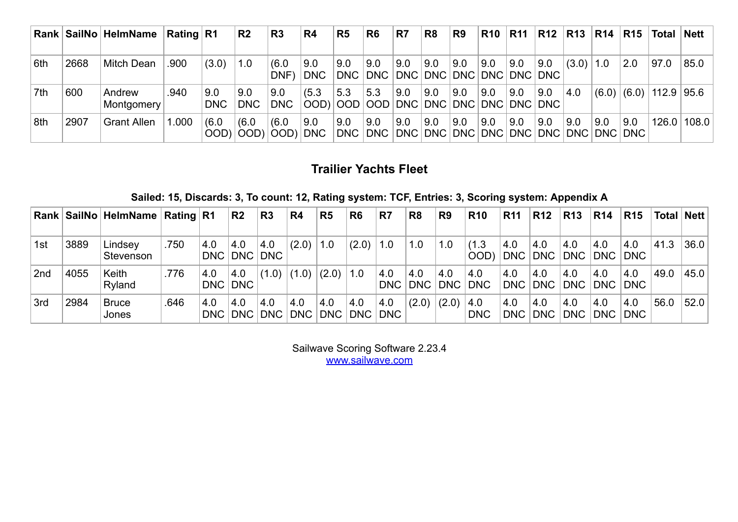| Rank | SailNo | HelmName | Rating | R1 | R2 | R3 | R4 | R5 | R6 | R7 | R8 | R9 | R10 | R11 | R12 | R13 | R14 | R15 | Total | Nett |
|---|---|---|---|---|---|---|---|---|---|---|---|---|---|---|---|---|---|---|---|---|
| 6th | 2668 | Mitch Dean | .900 | (3.0) | 1.0 | (6.0 DNF) | 9.0 DNC | 9.0 DNC | 9.0 DNC | 9.0 DNC | 9.0 DNC | 9.0 DNC | 9.0 DNC | 9.0 DNC | 9.0 DNC | (3.0) | 1.0 | 2.0 | 97.0 | 85.0 |
| 7th | 600 | Andrew Montgomery | .940 | 9.0 DNC | 9.0 DNC | 9.0 DNC | (5.3 OOD) | 5.3 OOD | 5.3 OOD | 9.0 DNC | 9.0 DNC | 9.0 DNC | 9.0 DNC | 9.0 DNC | 9.0 DNC | 4.0 | (6.0) | (6.0) | 112.9 | 95.6 |
| 8th | 2907 | Grant Allen | 1.000 | (6.0 OOD) | (6.0 OOD) | (6.0 OOD) | 9.0 DNC | 9.0 DNC | 9.0 DNC | 9.0 DNC | 9.0 DNC | 9.0 DNC | 9.0 DNC | 9.0 DNC | 9.0 DNC | 9.0 DNC | 9.0 DNC | 9.0 DNC | 126.0 | 108.0 |

## Trailier Yachts Fleet

**Sailed: 15, Discards: 3, To count: 12, Rating system: TCF, Entries: 3, Scoring system: Appendix A**

| Rank | SailNo | HelmName | Rating | R1 | R2 | R3 | R4 | R5 | R6 | R7 | R8 | R9 | R10 | R11 | R12 | R13 | R14 | R15 | Total | Nett |
|---|---|---|---|---|---|---|---|---|---|---|---|---|---|---|---|---|---|---|---|---|
| 1st | 3889 | Lindsey Stevenson | .750 | 4.0 DNC | 4.0 DNC | 4.0 DNC | (2.0) | 1.0 | (2.0) | 1.0 | 1.0 | 1.0 | (1.3 OOD) | 4.0 DNC | 4.0 DNC | 4.0 DNC | 4.0 DNC | 4.0 DNC | 41.3 | 36.0 |
| 2nd | 4055 | Keith Ryland | .776 | 4.0 DNC | 4.0 DNC | (1.0) | (1.0) | (2.0) | 1.0 | 4.0 DNC | 4.0 DNC | 4.0 DNC | 4.0 DNC | 4.0 DNC | 4.0 DNC | 4.0 DNC | 4.0 DNC | 4.0 DNC | 49.0 | 45.0 |
| 3rd | 2984 | Bruce Jones | .646 | 4.0 DNC | 4.0 DNC | 4.0 DNC | 4.0 DNC | 4.0 DNC | 4.0 DNC | 4.0 DNC | (2.0) | (2.0) | 4.0 DNC | 4.0 DNC | 4.0 DNC | 4.0 DNC | 4.0 DNC | 4.0 DNC | 56.0 | 52.0 |

Sailwave Scoring Software 2.23.4
www.sailwave.com